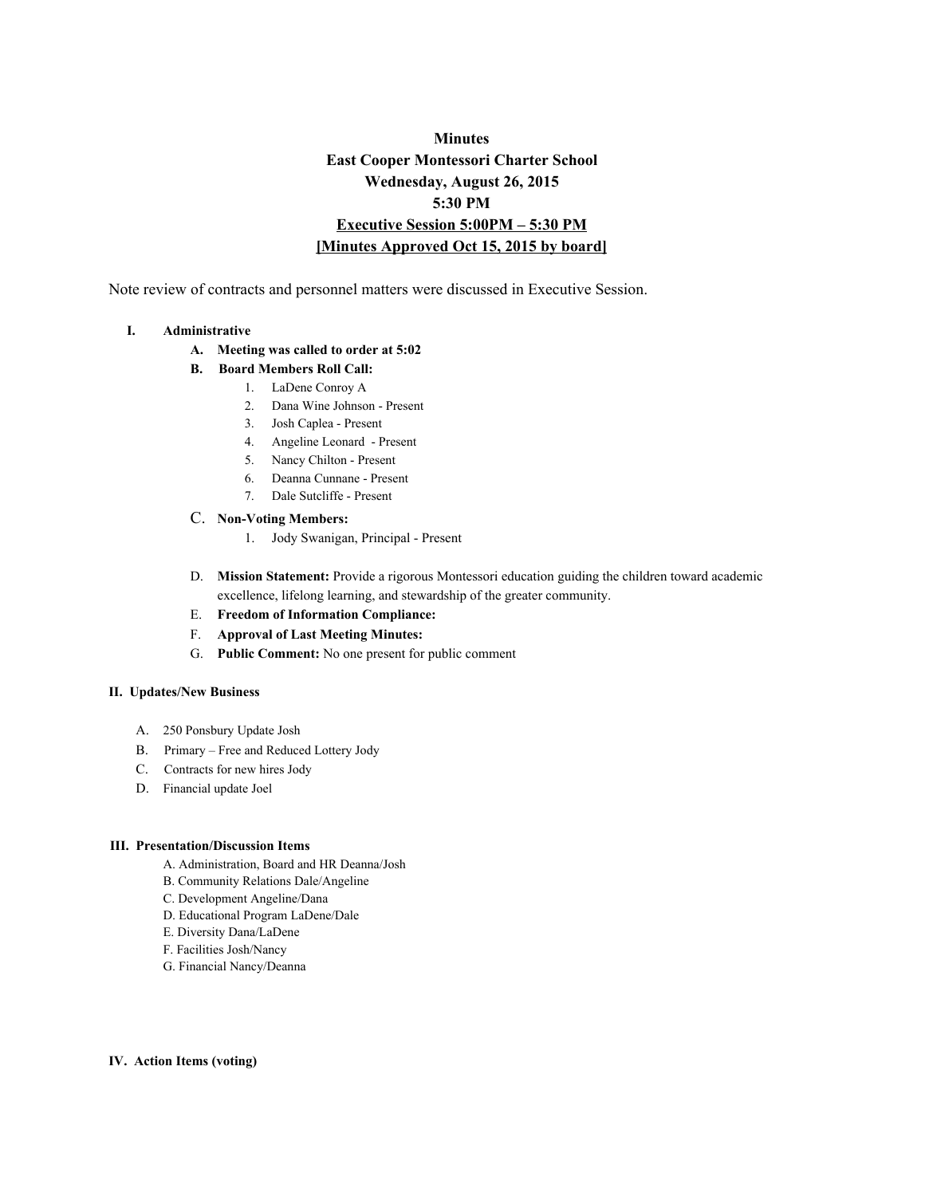**Minutes**

**East Cooper Montessori Charter School**

**Wednesday, August 26, 2015**

**5:30 PM**

**Executive Session 5:00PM – 5:30 PM**

**[Minutes Approved Oct 15, 2015 by board]**

Note review of contracts and personnel matters were discussed in Executive Session.

**I. Administrative**

- **A. Meeting was called to order at 5:02**
- **B. Board Members Roll Call:**
  1. LaDene Conroy A
  2. Dana Wine Johnson - Present
  3. Josh Caplea - Present
  4. Angeline Leonard - Present
  5. Nancy Chilton - Present
  6. Deanna Cunnane - Present
  7. Dale Sutcliffe - Present
- C. **Non-Voting Members:**
  1. Jody Swanigan, Principal - Present
- D. **Mission Statement:** Provide a rigorous Montessori education guiding the children toward academic excellence, lifelong learning, and stewardship of the greater community.
- E. **Freedom of Information Compliance:**
- F. **Approval of Last Meeting Minutes:**
- G. **Public Comment:** No one present for public comment

**II. Updates/New Business**

- A. 250 Ponsbury Update Josh
- B. Primary – Free and Reduced Lottery Jody
- C. Contracts for new hires Jody
- D. Financial update Joel

**III. Presentation/Discussion Items**

- A. Administration, Board and HR Deanna/Josh
- B. Community Relations Dale/Angeline
- C. Development Angeline/Dana
- D. Educational Program LaDene/Dale
- E. Diversity Dana/LaDene
- F. Facilities Josh/Nancy
- G. Financial Nancy/Deanna

**IV. Action Items (voting)**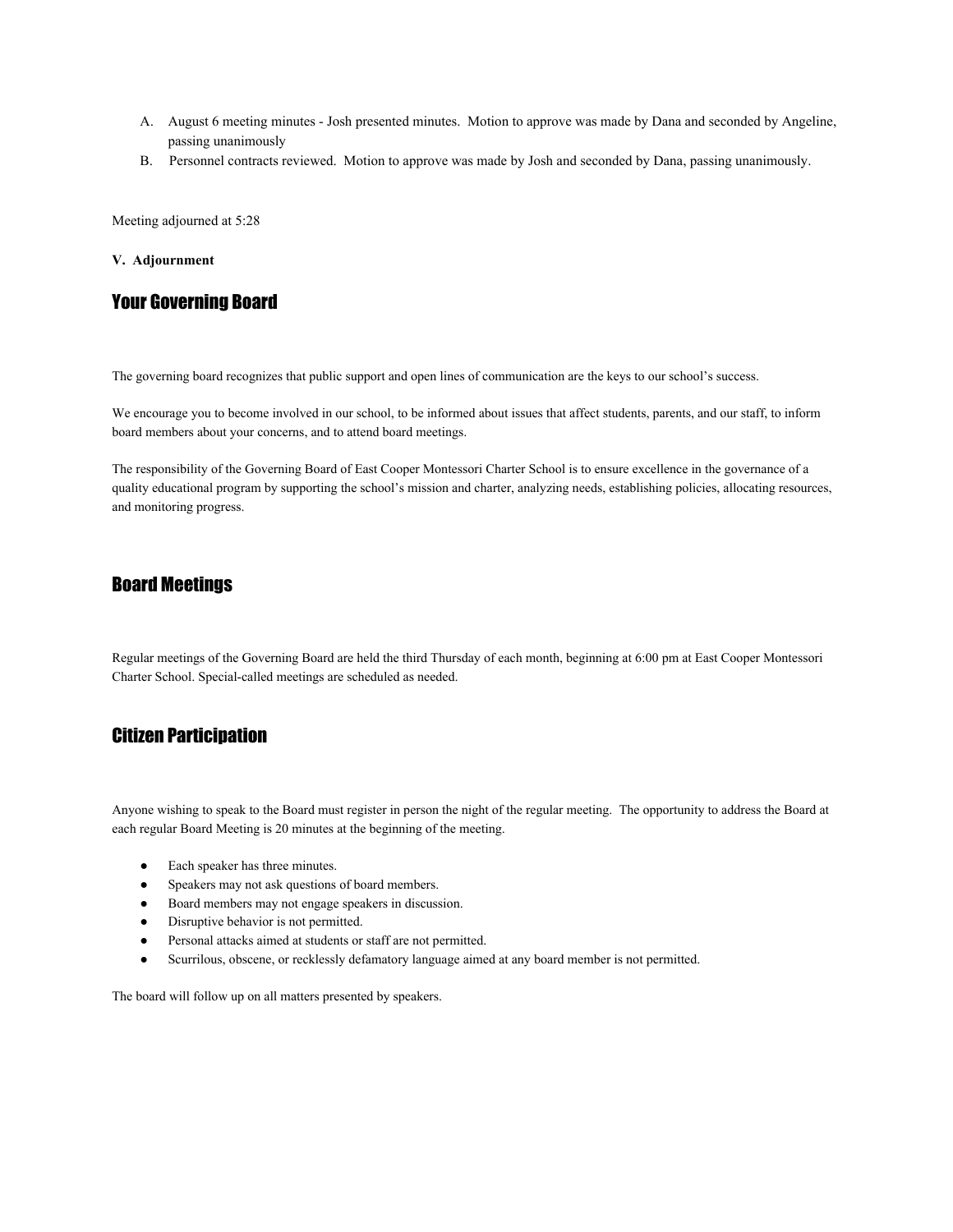A. August 6 meeting minutes - Josh presented minutes. Motion to approve was made by Dana and seconded by Angeline, passing unanimously
B. Personnel contracts reviewed. Motion to approve was made by Josh and seconded by Dana, passing unanimously.

Meeting adjourned at 5:28

**V. Adjournment**

## Your Governing Board

The governing board recognizes that public support and open lines of communication are the keys to our school's success.

We encourage you to become involved in our school, to be informed about issues that affect students, parents, and our staff, to inform board members about your concerns, and to attend board meetings.

The responsibility of the Governing Board of East Cooper Montessori Charter School is to ensure excellence in the governance of a quality educational program by supporting the school's mission and charter, analyzing needs, establishing policies, allocating resources, and monitoring progress.

## Board Meetings

Regular meetings of the Governing Board are held the third Thursday of each month, beginning at 6:00 pm at East Cooper Montessori Charter School. Special-called meetings are scheduled as needed.

## Citizen Participation

Anyone wishing to speak to the Board must register in person the night of the regular meeting. The opportunity to address the Board at each regular Board Meeting is 20 minutes at the beginning of the meeting.

- Each speaker has three minutes.
- Speakers may not ask questions of board members.
- Board members may not engage speakers in discussion.
- Disruptive behavior is not permitted.
- Personal attacks aimed at students or staff are not permitted.
- Scurrilous, obscene, or recklessly defamatory language aimed at any board member is not permitted.

The board will follow up on all matters presented by speakers.